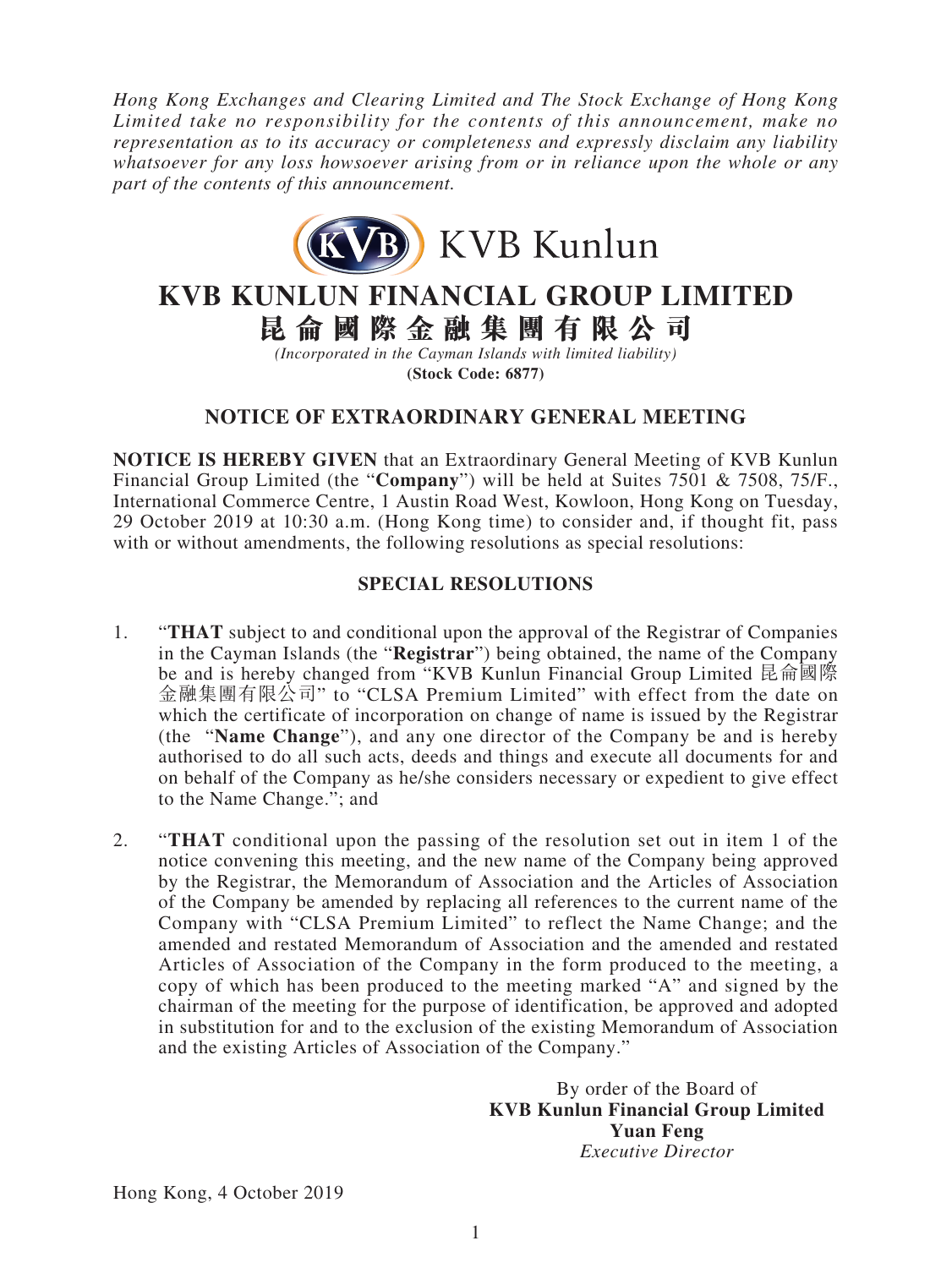*Hong Kong Exchanges and Clearing Limited and The Stock Exchange of Hong Kong Limited take no responsibility for the contents of this announcement, make no representation as to its accuracy or completeness and expressly disclaim any liability whatsoever for any loss howsoever arising from or in reliance upon the whole or any part of the contents of this announcement.*

KVB Kunlun

# KVB KUNLUN FINANCIAL GROUP LIMITED
# 昆侖國際金融集團有限公司

*(Incorporated in the Cayman Islands with limited liability)*
**(Stock Code: 6877)**

## NOTICE OF EXTRAORDINARY GENERAL MEETING

**NOTICE IS HEREBY GIVEN** that an Extraordinary General Meeting of KVB Kunlun Financial Group Limited (the "**Company**") will be held at Suites 7501 & 7508, 75/F., International Commerce Centre, 1 Austin Road West, Kowloon, Hong Kong on Tuesday, 29 October 2019 at 10:30 a.m. (Hong Kong time) to consider and, if thought fit, pass with or without amendments, the following resolutions as special resolutions:

### SPECIAL RESOLUTIONS

1. "**THAT** subject to and conditional upon the approval of the Registrar of Companies in the Cayman Islands (the "**Registrar**") being obtained, the name of the Company be and is hereby changed from "KVB Kunlun Financial Group Limited 昆侖國際金融集團有限公司" to "CLSA Premium Limited" with effect from the date on which the certificate of incorporation on change of name is issued by the Registrar (the "**Name Change**"), and any one director of the Company be and is hereby authorised to do all such acts, deeds and things and execute all documents for and on behalf of the Company as he/she considers necessary or expedient to give effect to the Name Change."; and

2. "**THAT** conditional upon the passing of the resolution set out in item 1 of the notice convening this meeting, and the new name of the Company being approved by the Registrar, the Memorandum of Association and the Articles of Association of the Company be amended by replacing all references to the current name of the Company with "CLSA Premium Limited" to reflect the Name Change; and the amended and restated Memorandum of Association and the amended and restated Articles of Association of the Company in the form produced to the meeting, a copy of which has been produced to the meeting marked "A" and signed by the chairman of the meeting for the purpose of identification, be approved and adopted in substitution for and to the exclusion of the existing Memorandum of Association and the existing Articles of Association of the Company."

By order of the Board of
**KVB Kunlun Financial Group Limited**
**Yuan Feng**
*Executive Director*

Hong Kong, 4 October 2019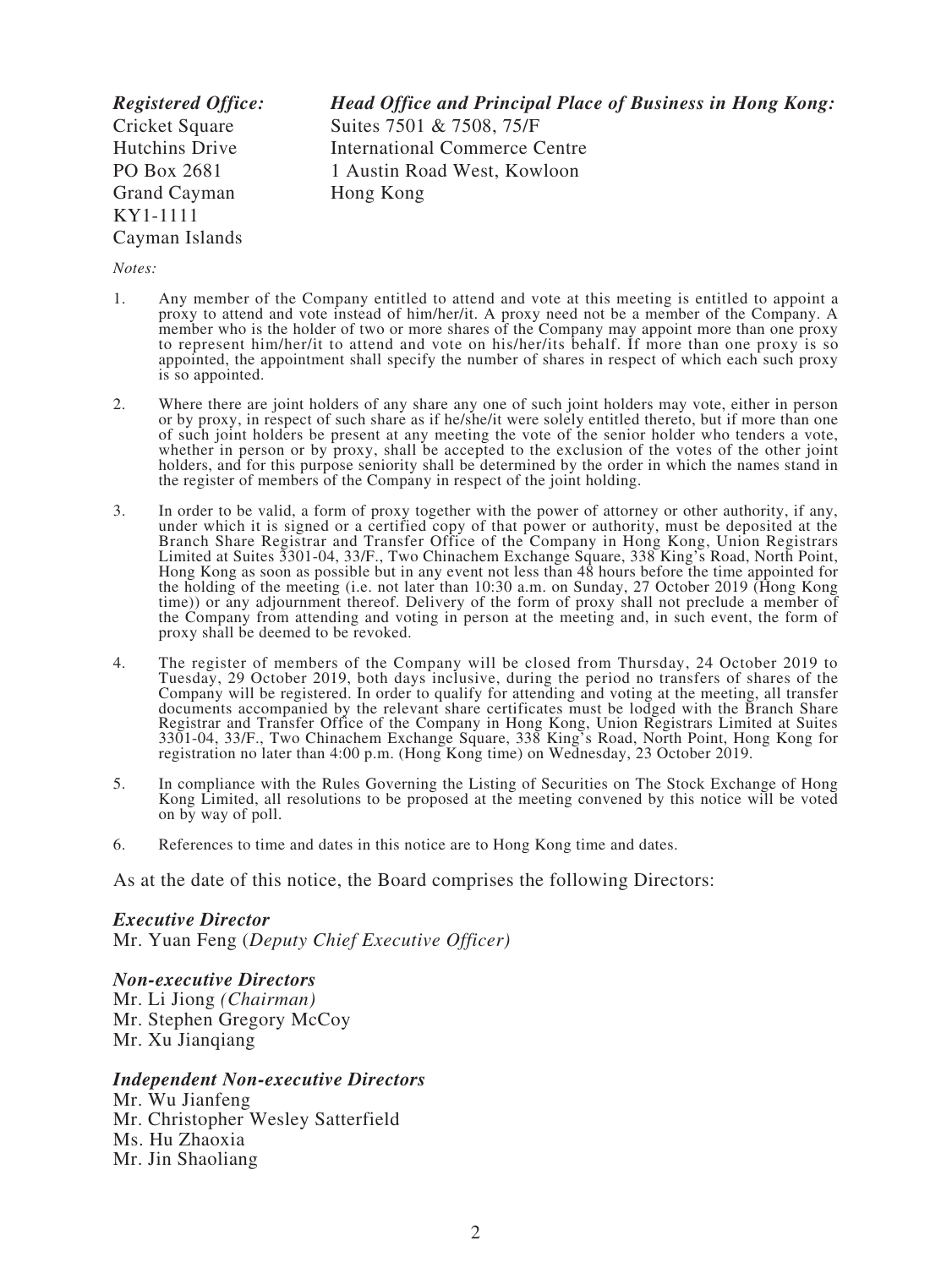*Registered Office:*
Cricket Square
Hutchins Drive
PO Box 2681
Grand Cayman
KY1-1111
Cayman Islands

*Head Office and Principal Place of Business in Hong Kong:*
Suites 7501 & 7508, 75/F
International Commerce Centre
1 Austin Road West, Kowloon
Hong Kong

*Notes:*

1. Any member of the Company entitled to attend and vote at this meeting is entitled to appoint a proxy to attend and vote instead of him/her/it. A proxy need not be a member of the Company. A member who is the holder of two or more shares of the Company may appoint more than one proxy to represent him/her/it to attend and vote on his/her/its behalf. If more than one proxy is so appointed, the appointment shall specify the number of shares in respect of which each such proxy is so appointed.

2. Where there are joint holders of any share any one of such joint holders may vote, either in person or by proxy, in respect of such share as if he/she/it were solely entitled thereto, but if more than one of such joint holders be present at any meeting the vote of the senior holder who tenders a vote, whether in person or by proxy, shall be accepted to the exclusion of the votes of the other joint holders, and for this purpose seniority shall be determined by the order in which the names stand in the register of members of the Company in respect of the joint holding.

3. In order to be valid, a form of proxy together with the power of attorney or other authority, if any, under which it is signed or a certified copy of that power or authority, must be deposited at the Branch Share Registrar and Transfer Office of the Company in Hong Kong, Union Registrars Limited at Suites 3301-04, 33/F., Two Chinachem Exchange Square, 338 King's Road, North Point, Hong Kong as soon as possible but in any event not less than 48 hours before the time appointed for the holding of the meeting (i.e. not later than 10:30 a.m. on Sunday, 27 October 2019 (Hong Kong time)) or any adjournment thereof. Delivery of the form of proxy shall not preclude a member of the Company from attending and voting in person at the meeting and, in such event, the form of proxy shall be deemed to be revoked.

4. The register of members of the Company will be closed from Thursday, 24 October 2019 to Tuesday, 29 October 2019, both days inclusive, during the period no transfers of shares of the Company will be registered. In order to qualify for attending and voting at the meeting, all transfer documents accompanied by the relevant share certificates must be lodged with the Branch Share Registrar and Transfer Office of the Company in Hong Kong, Union Registrars Limited at Suites 3301-04, 33/F., Two Chinachem Exchange Square, 338 King's Road, North Point, Hong Kong for registration no later than 4:00 p.m. (Hong Kong time) on Wednesday, 23 October 2019.

5. In compliance with the Rules Governing the Listing of Securities on The Stock Exchange of Hong Kong Limited, all resolutions to be proposed at the meeting convened by this notice will be voted on by way of poll.

6. References to time and dates in this notice are to Hong Kong time and dates.

As at the date of this notice, the Board comprises the following Directors:

***Executive Director***
Mr. Yuan Feng (*Deputy Chief Executive Officer*)

***Non-executive Directors***
Mr. Li Jiong *(Chairman)*
Mr. Stephen Gregory McCoy
Mr. Xu Jianqiang

***Independent Non-executive Directors***
Mr. Wu Jianfeng
Mr. Christopher Wesley Satterfield
Ms. Hu Zhaoxia
Mr. Jin Shaoliang